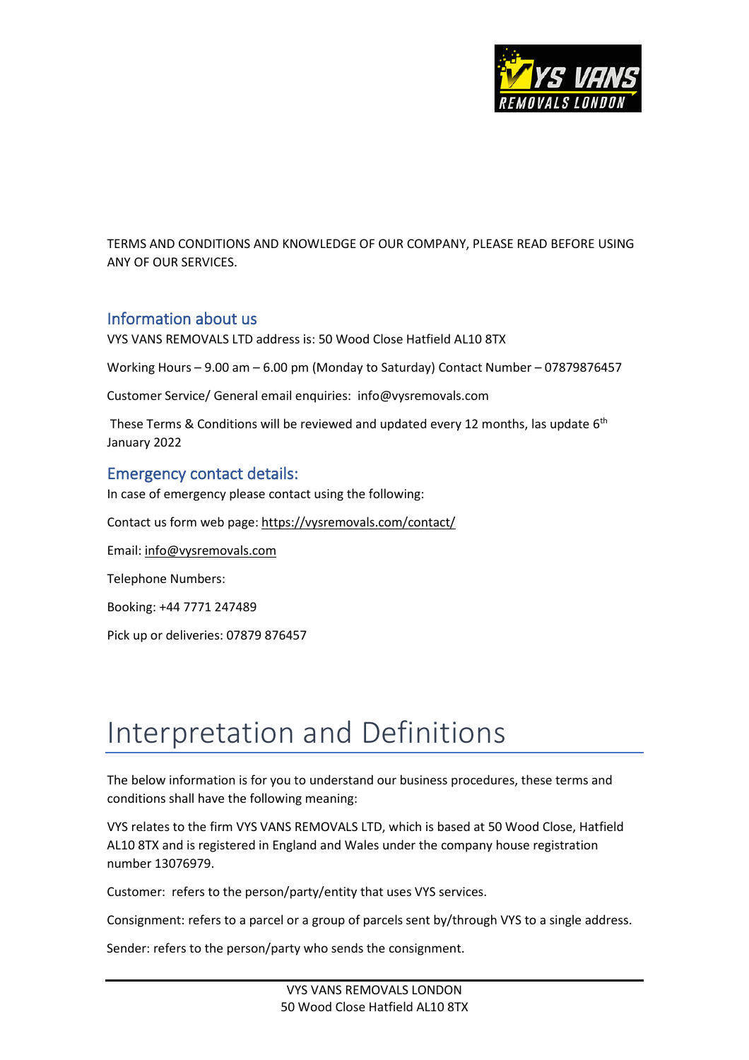TERMS AND CONDITIONS AND KNOWLEDGE OF OUR COMPANY, PLEASE READ BEFORE USING ANY OF OUR SERVICES.

## Information about us

VYS VANS REMOVALS LTD address is: 50 Wood Close Hatfield AL10 8TX

Working Hours – 9.00 am – 6.00 pm (Monday to Saturday) Contact Number – 07879876457

Customer Service/ General email enquiries: info@vysremovals.com

These Terms & Conditions will be reviewed and updated every 12 months, las update 6th January 2022

## Emergency contact details:

In case of emergency please contact using the following:

Contact us form web page: https://vysremovals.com/contact/

Email: info@vysremovals.com

Telephone Numbers:

Booking: +44 7771 247489

Pick up or deliveries: 07879 876457

# Interpretation and Definitions

The below information is for you to understand our business procedures, these terms and conditions shall have the following meaning:

VYS relates to the firm VYS VANS REMOVALS LTD, which is based at 50 Wood Close, Hatfield AL10 8TX and is registered in England and Wales under the company house registration number 13076979.

Customer: refers to the person/party/entity that uses VYS services.

Consignment: refers to a parcel or a group of parcels sent by/through VYS to a single address.

Sender: refers to the person/party who sends the consignment.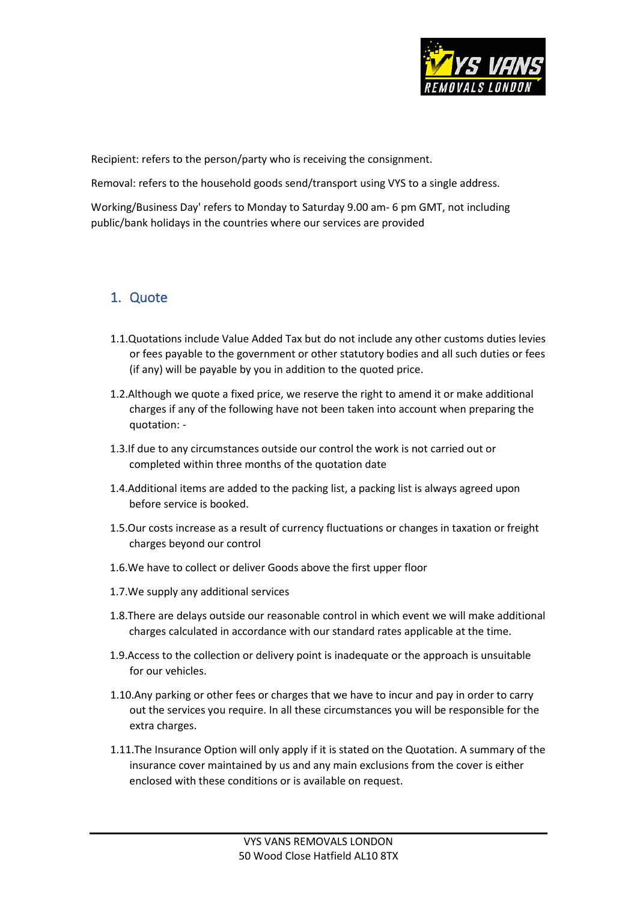Recipient: refers to the person/party who is receiving the consignment.

Removal: refers to the household goods send/transport using VYS to a single address.

Working/Business Day' refers to Monday to Saturday 9.00 am- 6 pm GMT, not including public/bank holidays in the countries where our services are provided

## 1. Quote

1.1. Quotations include Value Added Tax but do not include any other customs duties levies or fees payable to the government or other statutory bodies and all such duties or fees (if any) will be payable by you in addition to the quoted price.

1.2. Although we quote a fixed price, we reserve the right to amend it or make additional charges if any of the following have not been taken into account when preparing the quotation: -

1.3. If due to any circumstances outside our control the work is not carried out or completed within three months of the quotation date

1.4. Additional items are added to the packing list, a packing list is always agreed upon before service is booked.

1.5. Our costs increase as a result of currency fluctuations or changes in taxation or freight charges beyond our control

1.6. We have to collect or deliver Goods above the first upper floor

1.7. We supply any additional services

1.8. There are delays outside our reasonable control in which event we will make additional charges calculated in accordance with our standard rates applicable at the time.

1.9. Access to the collection or delivery point is inadequate or the approach is unsuitable for our vehicles.

1.10. Any parking or other fees or charges that we have to incur and pay in order to carry out the services you require. In all these circumstances you will be responsible for the extra charges.

1.11. The Insurance Option will only apply if it is stated on the Quotation. A summary of the insurance cover maintained by us and any main exclusions from the cover is either enclosed with these conditions or is available on request.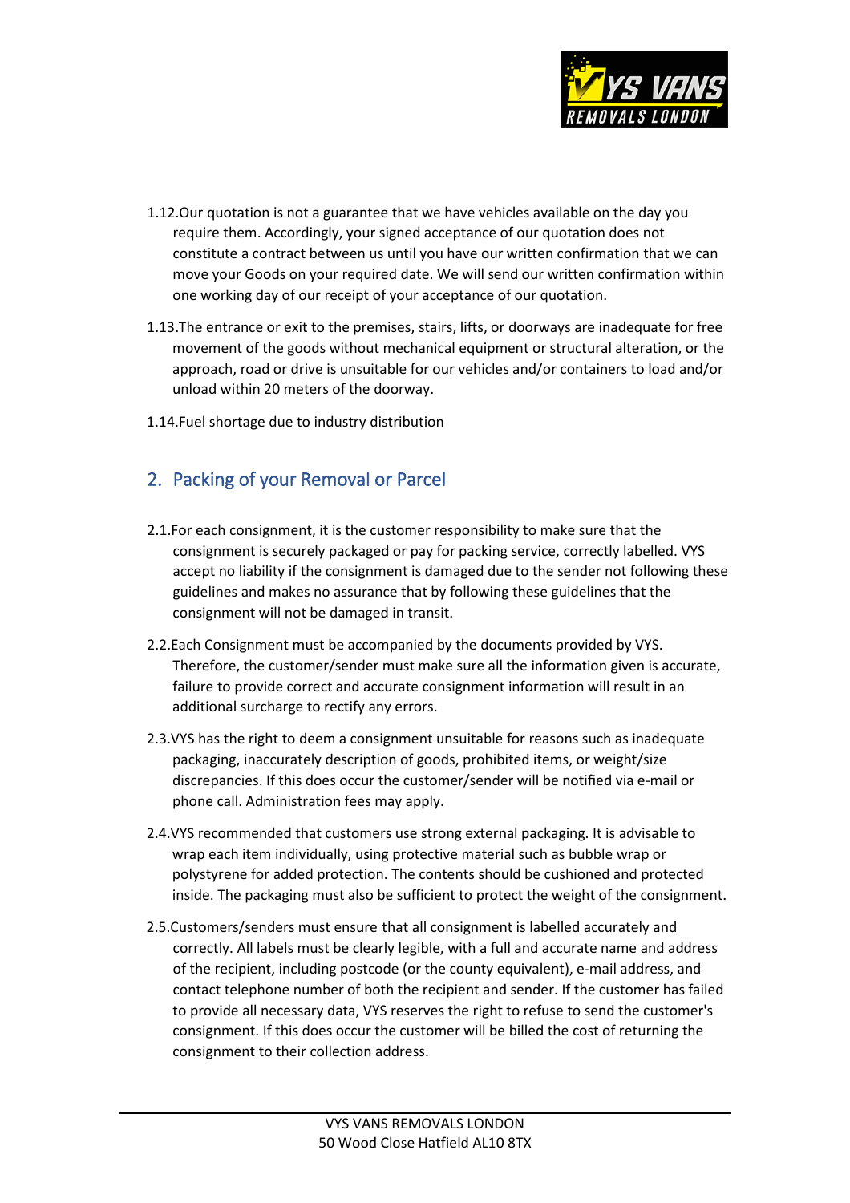1.12.Our quotation is not a guarantee that we have vehicles available on the day you require them. Accordingly, your signed acceptance of our quotation does not constitute a contract between us until you have our written confirmation that we can move your Goods on your required date. We will send our written confirmation within one working day of our receipt of your acceptance of our quotation.

1.13.The entrance or exit to the premises, stairs, lifts, or doorways are inadequate for free movement of the goods without mechanical equipment or structural alteration, or the approach, road or drive is unsuitable for our vehicles and/or containers to load and/or unload within 20 meters of the doorway.

1.14.Fuel shortage due to industry distribution

## 2. Packing of your Removal or Parcel

2.1.For each consignment, it is the customer responsibility to make sure that the consignment is securely packaged or pay for packing service, correctly labelled. VYS accept no liability if the consignment is damaged due to the sender not following these guidelines and makes no assurance that by following these guidelines that the consignment will not be damaged in transit.

2.2.Each Consignment must be accompanied by the documents provided by VYS. Therefore, the customer/sender must make sure all the information given is accurate, failure to provide correct and accurate consignment information will result in an additional surcharge to rectify any errors.

2.3.VYS has the right to deem a consignment unsuitable for reasons such as inadequate packaging, inaccurately description of goods, prohibited items, or weight/size discrepancies. If this does occur the customer/sender will be notified via e-mail or phone call. Administration fees may apply.

2.4.VYS recommended that customers use strong external packaging. It is advisable to wrap each item individually, using protective material such as bubble wrap or polystyrene for added protection. The contents should be cushioned and protected inside. The packaging must also be sufficient to protect the weight of the consignment.

2.5.Customers/senders must ensure that all consignment is labelled accurately and correctly. All labels must be clearly legible, with a full and accurate name and address of the recipient, including postcode (or the county equivalent), e-mail address, and contact telephone number of both the recipient and sender. If the customer has failed to provide all necessary data, VYS reserves the right to refuse to send the customer's consignment. If this does occur the customer will be billed the cost of returning the consignment to their collection address.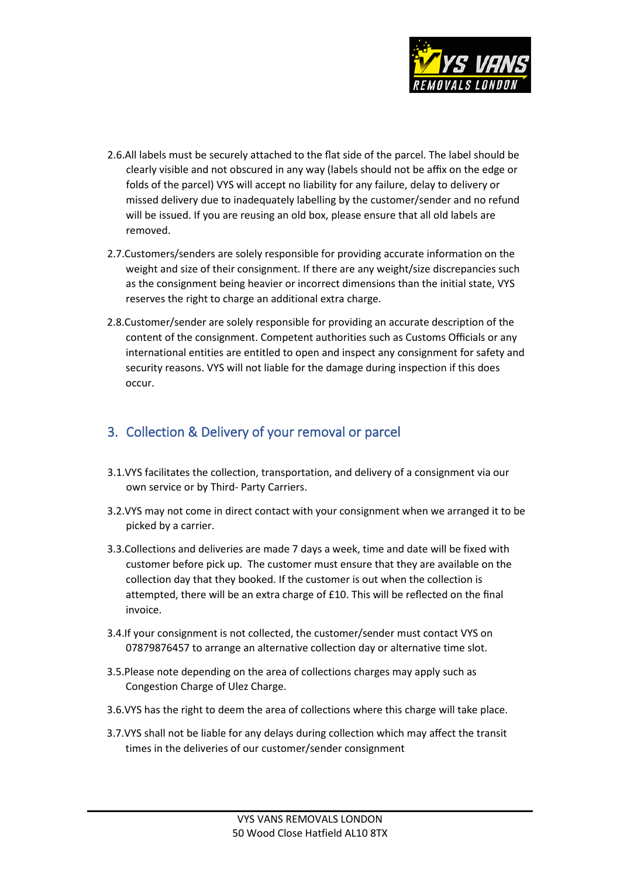2.6.All labels must be securely attached to the flat side of the parcel. The label should be clearly visible and not obscured in any way (labels should not be affix on the edge or folds of the parcel) VYS will accept no liability for any failure, delay to delivery or missed delivery due to inadequately labelling by the customer/sender and no refund will be issued. If you are reusing an old box, please ensure that all old labels are removed.

2.7.Customers/senders are solely responsible for providing accurate information on the weight and size of their consignment. If there are any weight/size discrepancies such as the consignment being heavier or incorrect dimensions than the initial state, VYS reserves the right to charge an additional extra charge.

2.8.Customer/sender are solely responsible for providing an accurate description of the content of the consignment. Competent authorities such as Customs Officials or any international entities are entitled to open and inspect any consignment for safety and security reasons. VYS will not liable for the damage during inspection if this does occur.

## 3. Collection & Delivery of your removal or parcel

3.1.VYS facilitates the collection, transportation, and delivery of a consignment via our own service or by Third- Party Carriers.

3.2.VYS may not come in direct contact with your consignment when we arranged it to be picked by a carrier.

3.3.Collections and deliveries are made 7 days a week, time and date will be fixed with customer before pick up. The customer must ensure that they are available on the collection day that they booked. If the customer is out when the collection is attempted, there will be an extra charge of £10. This will be reflected on the final invoice.

3.4.If your consignment is not collected, the customer/sender must contact VYS on 07879876457 to arrange an alternative collection day or alternative time slot.

3.5.Please note depending on the area of collections charges may apply such as Congestion Charge of Ulez Charge.

3.6.VYS has the right to deem the area of collections where this charge will take place.

3.7.VYS shall not be liable for any delays during collection which may affect the transit times in the deliveries of our customer/sender consignment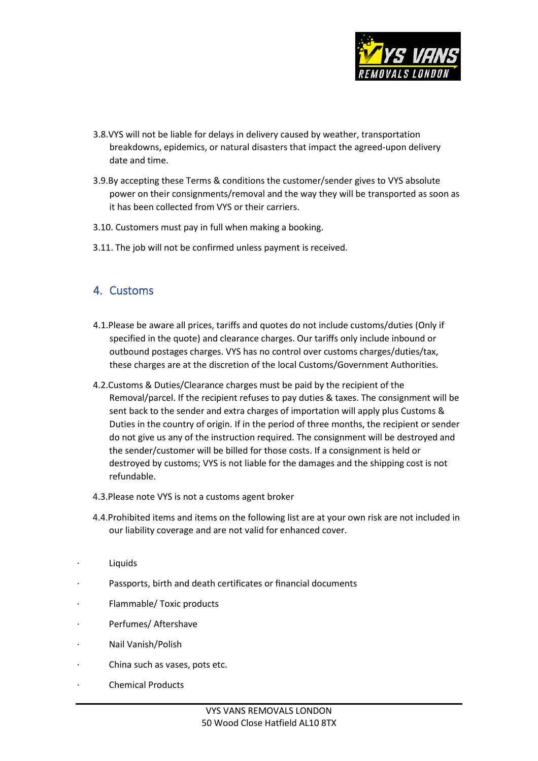3.8.VYS will not be liable for delays in delivery caused by weather, transportation breakdowns, epidemics, or natural disasters that impact the agreed-upon delivery date and time.

3.9.By accepting these Terms & conditions the customer/sender gives to VYS absolute power on their consignments/removal and the way they will be transported as soon as it has been collected from VYS or their carriers.

3.10. Customers must pay in full when making a booking.

3.11. The job will not be confirmed unless payment is received.

## 4. Customs

4.1.Please be aware all prices, tariffs and quotes do not include customs/duties (Only if specified in the quote) and clearance charges. Our tariffs only include inbound or outbound postages charges. VYS has no control over customs charges/duties/tax, these charges are at the discretion of the local Customs/Government Authorities.

4.2.Customs & Duties/Clearance charges must be paid by the recipient of the Removal/parcel. If the recipient refuses to pay duties & taxes. The consignment will be sent back to the sender and extra charges of importation will apply plus Customs & Duties in the country of origin. If in the period of three months, the recipient or sender do not give us any of the instruction required. The consignment will be destroyed and the sender/customer will be billed for those costs. If a consignment is held or destroyed by customs; VYS is not liable for the damages and the shipping cost is not refundable.

4.3.Please note VYS is not a customs agent broker

4.4.Prohibited items and items on the following list are at your own risk are not included in our liability coverage and are not valid for enhanced cover.

- Liquids
- Passports, birth and death certificates or financial documents
- Flammable/ Toxic products
- Perfumes/ Aftershave
- Nail Vanish/Polish
- China such as vases, pots etc.
- Chemical Products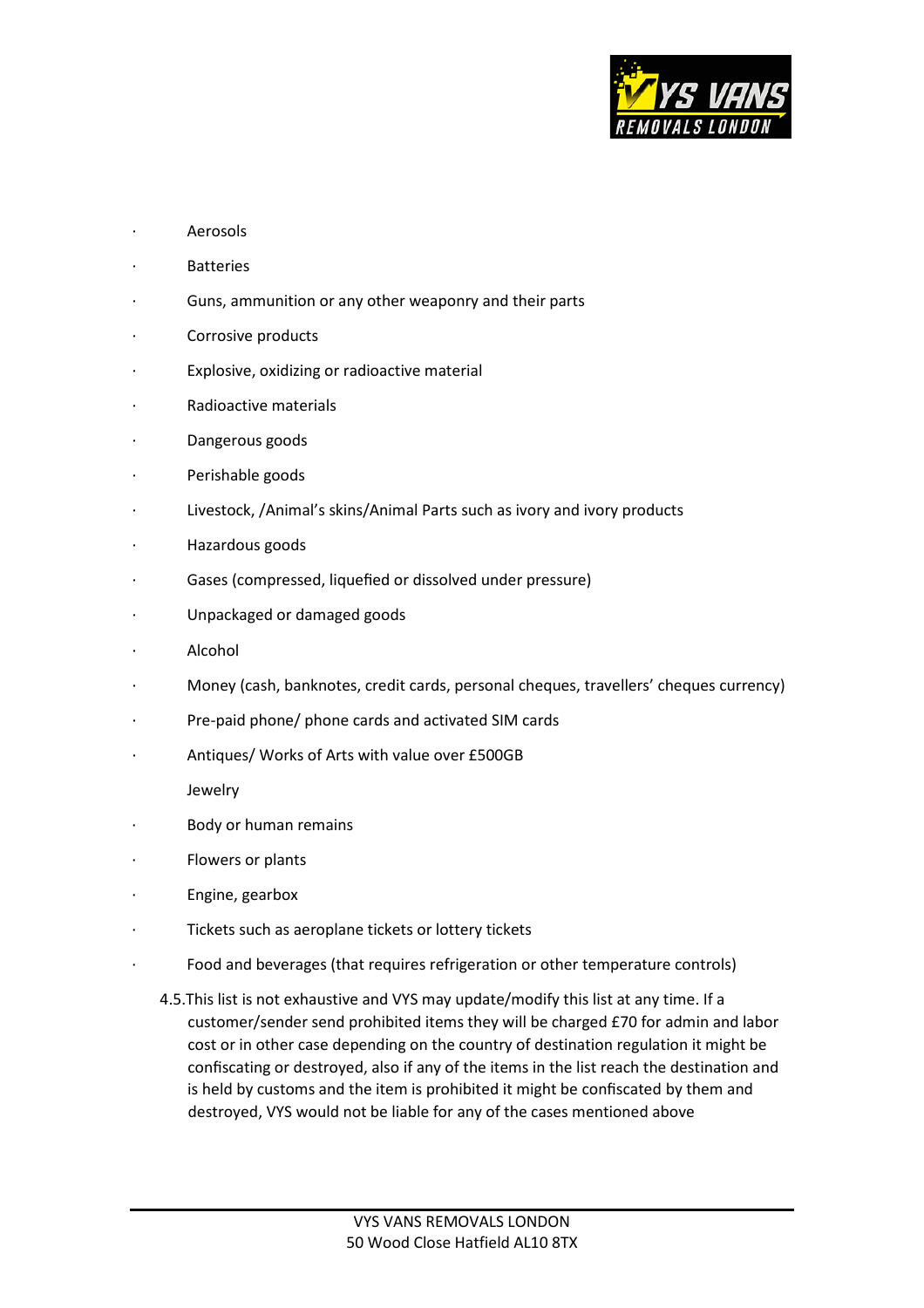- Aerosols
- Batteries
- Guns, ammunition or any other weaponry and their parts
- Corrosive products
- Explosive, oxidizing or radioactive material
- Radioactive materials
- Dangerous goods
- Perishable goods
- Livestock, /Animal's skins/Animal Parts such as ivory and ivory products
- Hazardous goods
- Gases (compressed, liquefied or dissolved under pressure)
- Unpackaged or damaged goods
- Alcohol
- Money (cash, banknotes, credit cards, personal cheques, travellers' cheques currency)
- Pre-paid phone/ phone cards and activated SIM cards
- Antiques/ Works of Arts with value over £500GB

  Jewelry
- Body or human remains
- Flowers or plants
- Engine, gearbox
- Tickets such as aeroplane tickets or lottery tickets
- Food and beverages (that requires refrigeration or other temperature controls)

4.5.This list is not exhaustive and VYS may update/modify this list at any time. If a customer/sender send prohibited items they will be charged £70 for admin and labor cost or in other case depending on the country of destination regulation it might be confiscating or destroyed, also if any of the items in the list reach the destination and is held by customs and the item is prohibited it might be confiscated by them and destroyed, VYS would not be liable for any of the cases mentioned above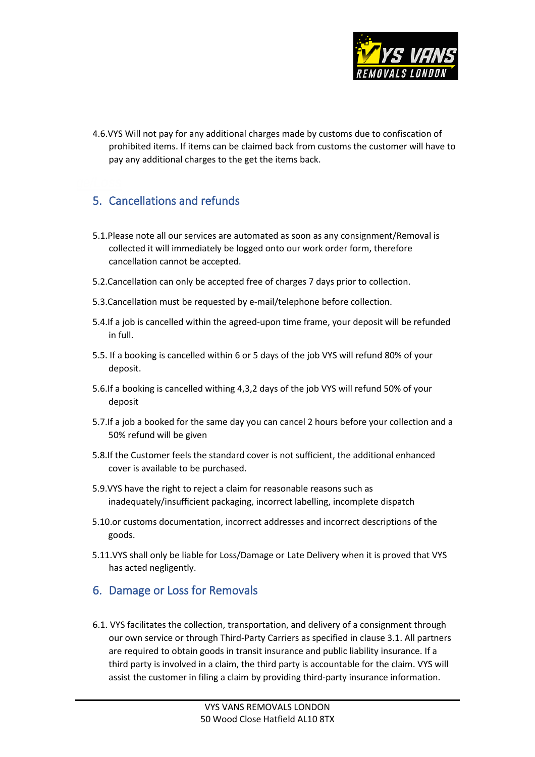4.6.VYS Will not pay for any additional charges made by customs due to confiscation of prohibited items. If items can be claimed back from customs the customer will have to pay any additional charges to the get the items back.

## 5. Cancellations and refunds

5.1.Please note all our services are automated as soon as any consignment/Removal is collected it will immediately be logged onto our work order form, therefore cancellation cannot be accepted.

5.2.Cancellation can only be accepted free of charges 7 days prior to collection.

5.3.Cancellation must be requested by e-mail/telephone before collection.

5.4.If a job is cancelled within the agreed-upon time frame, your deposit will be refunded in full.

5.5. If a booking is cancelled within 6 or 5 days of the job VYS will refund 80% of your deposit.

5.6.If a booking is cancelled withing 4,3,2 days of the job VYS will refund 50% of your deposit

5.7.If a job a booked for the same day you can cancel 2 hours before your collection and a 50% refund will be given

5.8.If the Customer feels the standard cover is not sufficient, the additional enhanced cover is available to be purchased.

5.9.VYS have the right to reject a claim for reasonable reasons such as inadequately/insufficient packaging, incorrect labelling, incomplete dispatch

5.10.or customs documentation, incorrect addresses and incorrect descriptions of the goods.

5.11.VYS shall only be liable for Loss/Damage or Late Delivery when it is proved that VYS has acted negligently.

## 6. Damage or Loss for Removals

6.1. VYS facilitates the collection, transportation, and delivery of a consignment through our own service or through Third-Party Carriers as specified in clause 3.1. All partners are required to obtain goods in transit insurance and public liability insurance. If a third party is involved in a claim, the third party is accountable for the claim. VYS will assist the customer in filing a claim by providing third-party insurance information.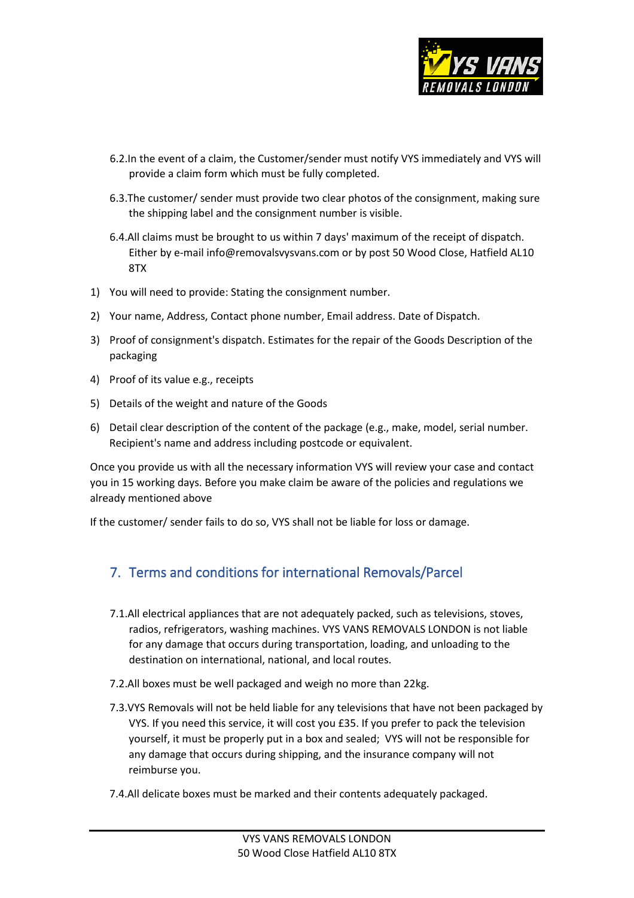6.2. In the event of a claim, the Customer/sender must notify VYS immediately and VYS will provide a claim form which must be fully completed.

6.3. The customer/ sender must provide two clear photos of the consignment, making sure the shipping label and the consignment number is visible.

6.4. All claims must be brought to us within 7 days' maximum of the receipt of dispatch. Either by e-mail info@removalsvysvans.com or by post 50 Wood Close, Hatfield AL10 8TX

1) You will need to provide: Stating the consignment number.
2) Your name, Address, Contact phone number, Email address. Date of Dispatch.
3) Proof of consignment's dispatch. Estimates for the repair of the Goods Description of the packaging
4) Proof of its value e.g., receipts
5) Details of the weight and nature of the Goods
6) Detail clear description of the content of the package (e.g., make, model, serial number. Recipient's name and address including postcode or equivalent.

Once you provide us with all the necessary information VYS will review your case and contact you in 15 working days. Before you make claim be aware of the policies and regulations we already mentioned above

If the customer/ sender fails to do so, VYS shall not be liable for loss or damage.

## 7. Terms and conditions for international Removals/Parcel

7.1. All electrical appliances that are not adequately packed, such as televisions, stoves, radios, refrigerators, washing machines. VYS VANS REMOVALS LONDON is not liable for any damage that occurs during transportation, loading, and unloading to the destination on international, national, and local routes.

7.2. All boxes must be well packaged and weigh no more than 22kg.

7.3. VYS Removals will not be held liable for any televisions that have not been packaged by VYS. If you need this service, it will cost you £35. If you prefer to pack the television yourself, it must be properly put in a box and sealed; VYS will not be responsible for any damage that occurs during shipping, and the insurance company will not reimburse you.

7.4. All delicate boxes must be marked and their contents adequately packaged.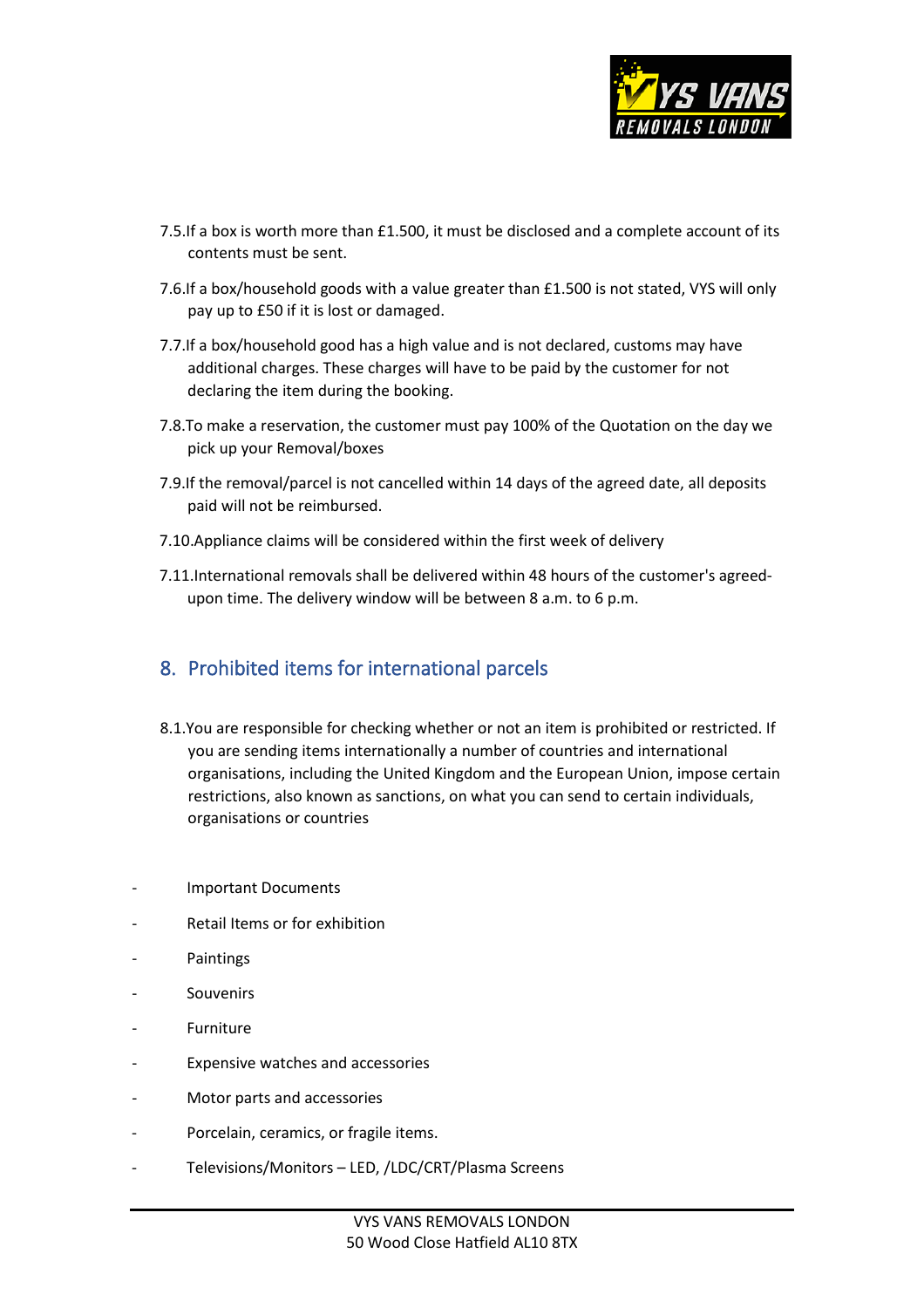7.5. If a box is worth more than £1.500, it must be disclosed and a complete account of its contents must be sent.

7.6. If a box/household goods with a value greater than £1.500 is not stated, VYS will only pay up to £50 if it is lost or damaged.

7.7. If a box/household good has a high value and is not declared, customs may have additional charges. These charges will have to be paid by the customer for not declaring the item during the booking.

7.8. To make a reservation, the customer must pay 100% of the Quotation on the day we pick up your Removal/boxes

7.9. If the removal/parcel is not cancelled within 14 days of the agreed date, all deposits paid will not be reimbursed.

7.10. Appliance claims will be considered within the first week of delivery

7.11. International removals shall be delivered within 48 hours of the customer's agreed-upon time. The delivery window will be between 8 a.m. to 6 p.m.

## 8. Prohibited items for international parcels

8.1. You are responsible for checking whether or not an item is prohibited or restricted. If you are sending items internationally a number of countries and international organisations, including the United Kingdom and the European Union, impose certain restrictions, also known as sanctions, on what you can send to certain individuals, organisations or countries

- Important Documents
- Retail Items or for exhibition
- Paintings
- Souvenirs
- Furniture
- Expensive watches and accessories
- Motor parts and accessories
- Porcelain, ceramics, or fragile items.
- Televisions/Monitors – LED, /LDC/CRT/Plasma Screens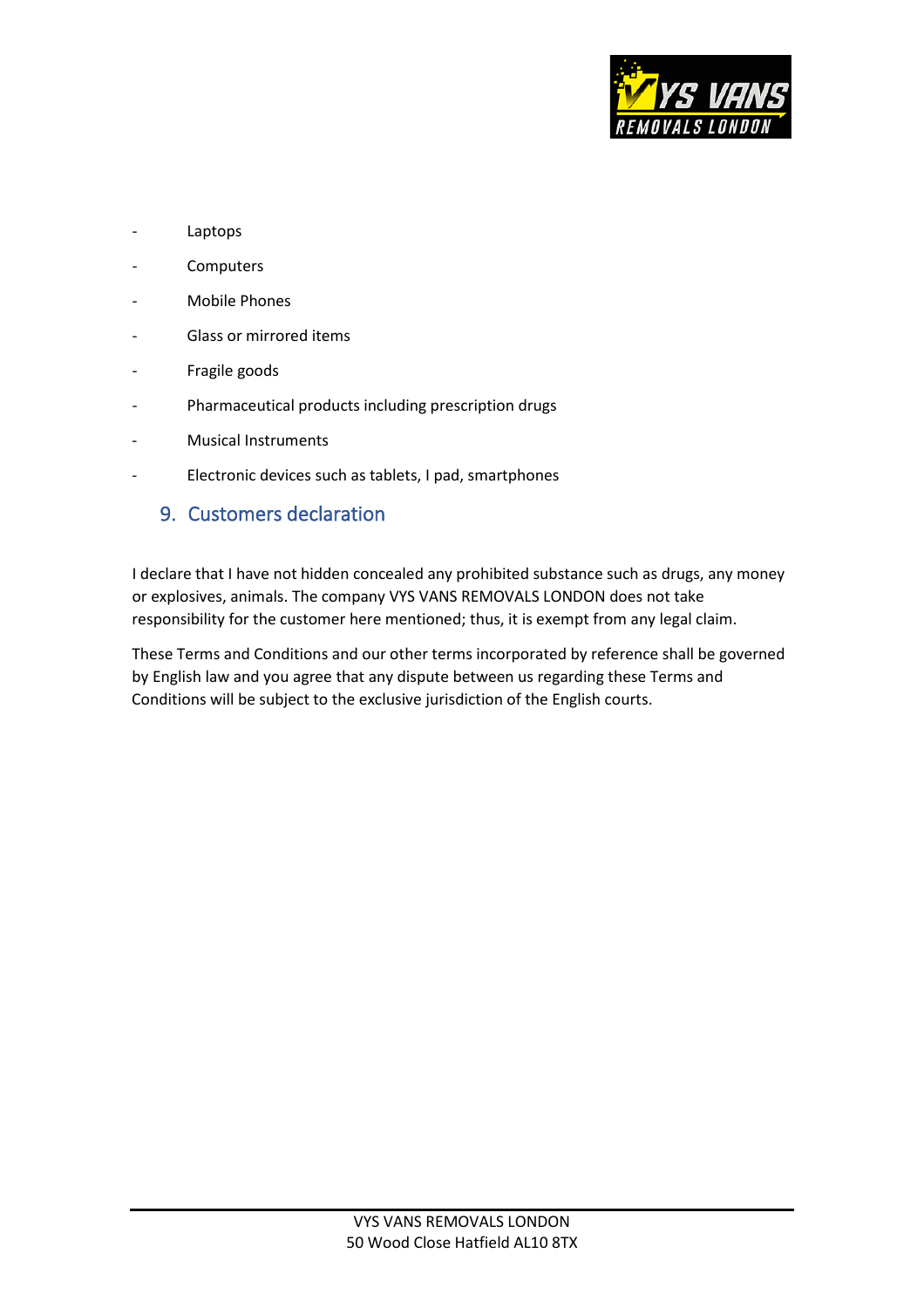- Laptops
- Computers
- Mobile Phones
- Glass or mirrored items
- Fragile goods
- Pharmaceutical products including prescription drugs
- Musical Instruments
- Electronic devices such as tablets, I pad, smartphones

## 9. Customers declaration

I declare that I have not hidden concealed any prohibited substance such as drugs, any money or explosives, animals. The company VYS VANS REMOVALS LONDON does not take responsibility for the customer here mentioned; thus, it is exempt from any legal claim.

These Terms and Conditions and our other terms incorporated by reference shall be governed by English law and you agree that any dispute between us regarding these Terms and Conditions will be subject to the exclusive jurisdiction of the English courts.